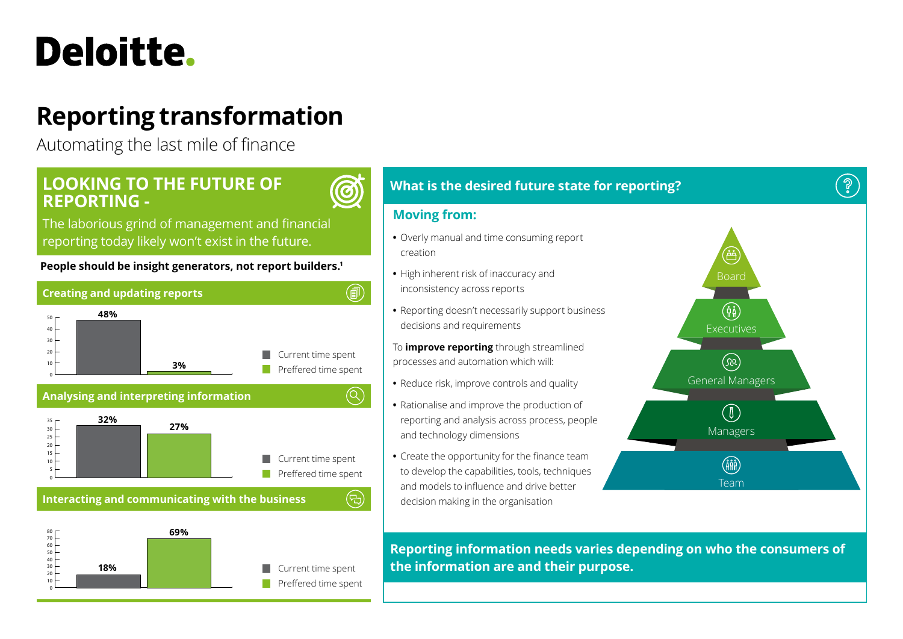Deloitte.

# Reporting transformation

Automating the last mile of finance

## LOOKING TO THE FUTURE OF REPORTING -

The laborious grind of management and financial reporting today likely won't exist in the future.

**People should be insight generators, not report builders.**[1]

### Creating and updating reports

| | Current time spent | Preffered time spent |
|---|---|---|
| Creating and updating reports | 48% | 3% |

### Analysing and interpreting information

| | Current time spent | Preffered time spent |
|---|---|---|
| Analysing and interpreting information | 32% | 27% |

### Interacting and communicating with the business

| | Current time spent | Preffered time spent |
|---|---|---|
| Interacting and communicating with the business | 18% | 69% |

## What is the desired future state for reporting?

### Moving from:

- Overly manual and time consuming report creation
- High inherent risk of inaccuracy and inconsistency across reports
- Reporting doesn't necessarily support business decisions and requirements

To **improve reporting** through streamlined processes and automation which will:

- Reduce risk, improve controls and quality
- Rationalise and improve the production of reporting and analysis across process, people and technology dimensions
- Create the opportunity for the finance team to develop the capabilities, tools, techniques and models to influence and drive better decision making in the organisation

Board

Executives

General Managers

Managers

Team

**Reporting information needs varies depending on who the consumers of the information are and their purpose.**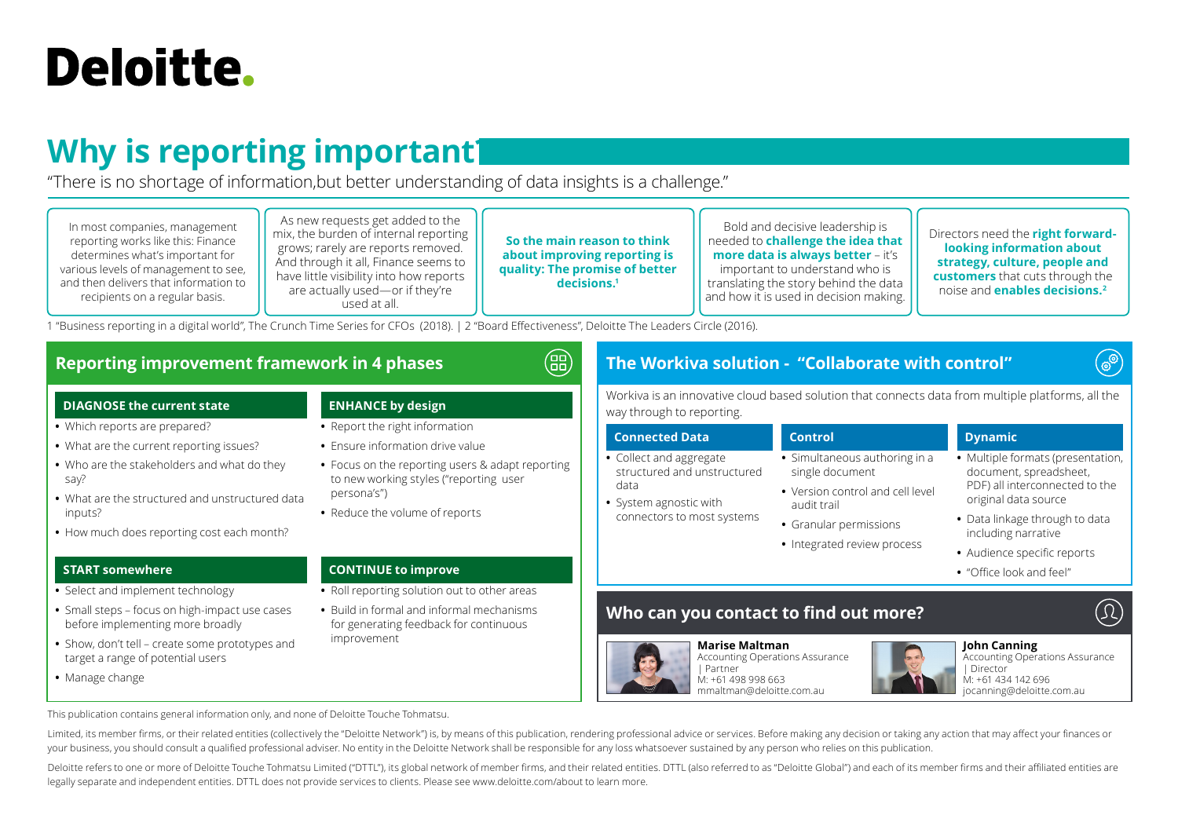# Deloitte.

# Why is reporting important?

"There is no shortage of information,but better understanding of data insights is a challenge."

In most companies, management reporting works like this: Finance determines what's important for various levels of management to see, and then delivers that information to recipients on a regular basis.

As new requests get added to the mix, the burden of internal reporting grows; rarely are reports removed. And through it all, Finance seems to have little visibility into how reports are actually used—or if they're used at all.

**So the main reason to think about improving reporting is quality: The promise of better decisions.[1]**

Bold and decisive leadership is needed to **challenge the idea that more data is always better** – it's important to understand who is translating the story behind the data and how it is used in decision making.

Directors need the **right forward-looking information about strategy, culture, people and customers** that cuts through the noise and **enables decisions.[2]**

1 "Business reporting in a digital world", The Crunch Time Series for CFOs (2018). | 2 "Board Effectiveness", Deloitte The Leaders Circle (2016).

## Reporting improvement framework in 4 phases

### DIAGNOSE the current state

- Which reports are prepared?
- What are the current reporting issues?
- Who are the stakeholders and what do they say?
- What are the structured and unstructured data inputs?
- How much does reporting cost each month?

### ENHANCE by design

- Report the right information
- Ensure information drive value
- Focus on the reporting users & adapt reporting to new working styles ("reporting user persona's")
- Reduce the volume of reports

### START somewhere

- Select and implement technology
- Small steps – focus on high-impact use cases before implementing more broadly
- Show, don't tell – create some prototypes and target a range of potential users
- Manage change

### CONTINUE to improve

- Roll reporting solution out to other areas
- Build in formal and informal mechanisms for generating feedback for continuous improvement

## The Workiva solution - "Collaborate with control"

Workiva is an innovative cloud based solution that connects data from multiple platforms, all the way through to reporting.

### Connected Data

- Collect and aggregate structured and unstructured data
- System agnostic with connectors to most systems

### Control

- Simultaneous authoring in a single document
- Version control and cell level audit trail
- Granular permissions
- Integrated review process

### Dynamic

- Multiple formats (presentation, document, spreadsheet, PDF) all interconnected to the original data source
- Data linkage through to data including narrative
- Audience specific reports
- "Office look and feel"

## Who can you contact to find out more?

**Marise Maltman**
Accounting Operations Assurance | Partner
M: +61 498 998 663
mmaltman@deloitte.com.au

**John Canning**
Accounting Operations Assurance | Director
M: +61 434 142 696
jocanning@deloitte.com.au

This publication contains general information only, and none of Deloitte Touche Tohmatsu.

Limited, its member firms, or their related entities (collectively the "Deloitte Network") is, by means of this publication, rendering professional advice or services. Before making any decision or taking any action that may affect your finances or your business, you should consult a qualified professional adviser. No entity in the Deloitte Network shall be responsible for any loss whatsoever sustained by any person who relies on this publication.

Deloitte refers to one or more of Deloitte Touche Tohmatsu Limited ("DTTL"), its global network of member firms, and their related entities. DTTL (also referred to as "Deloitte Global") and each of its member firms and their affiliated entities are legally separate and independent entities. DTTL does not provide services to clients. Please see www.deloitte.com/about to learn more.